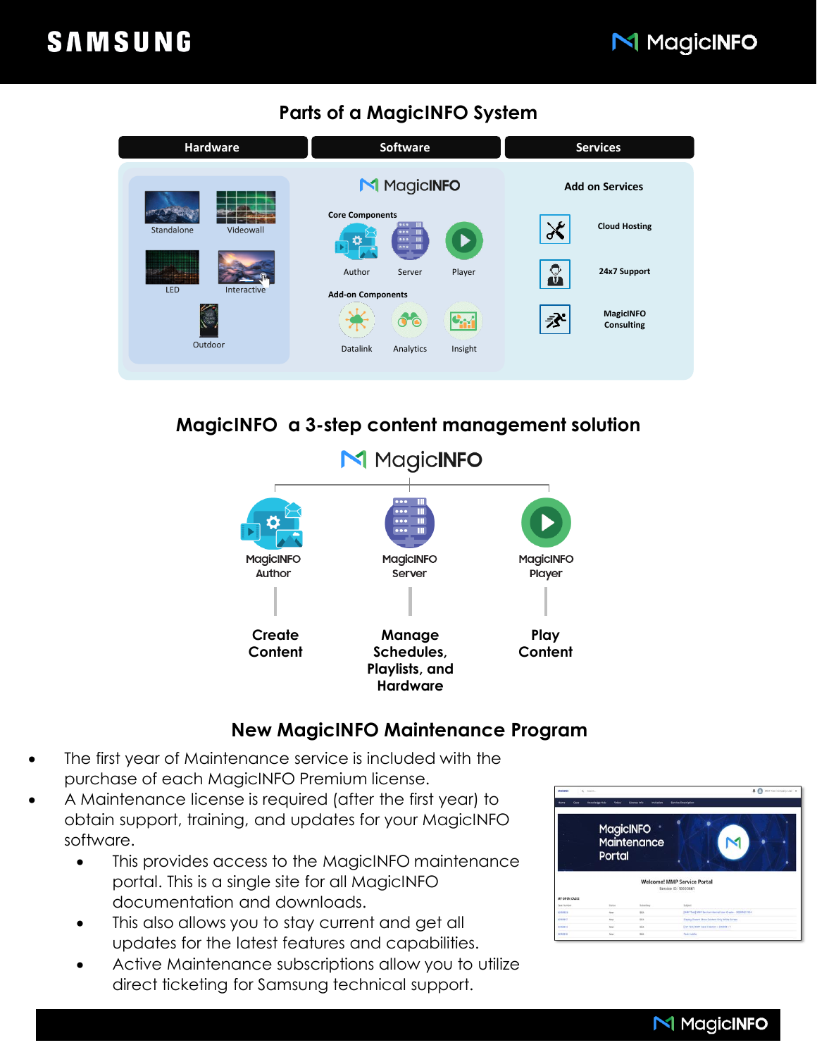# Parts of a MagicINFO System

| Hardware | Software | Services |
| --- | --- | --- |
| Standalone<br>Videowall<br>LED<br>Interactive<br>Outdoor | MagicINFO<br>**Core Components**<br>Author<br>Server<br>Player<br>**Add-on Components**<br>Datalink<br>Analytics<br>Insight | **Add on Services**<br>Cloud Hosting<br>24x7 Support<br>MagicINFO Consulting |

## MagicINFO a 3-step content management solution

MagicINFO

| MagicINFO Author | MagicINFO Server | MagicINFO Player |
| --- | --- | --- |
| **Create Content** | **Manage Schedules, Playlists, and Hardware** | **Play Content** |

## New MagicINFO Maintenance Program

- The first year of Maintenance service is included with the purchase of each MagicINFO Premium license.
- A Maintenance license is required (after the first year) to obtain support, training, and updates for your MagicINFO software.
  - This provides access to the MagicINFO maintenance portal. This is a single site for all MagicINFO documentation and downloads.
  - This also allows you to stay current and get all updates for the latest features and capabilities.
  - Active Maintenance subscriptions allow you to utilize direct ticketing for Samsung technical support.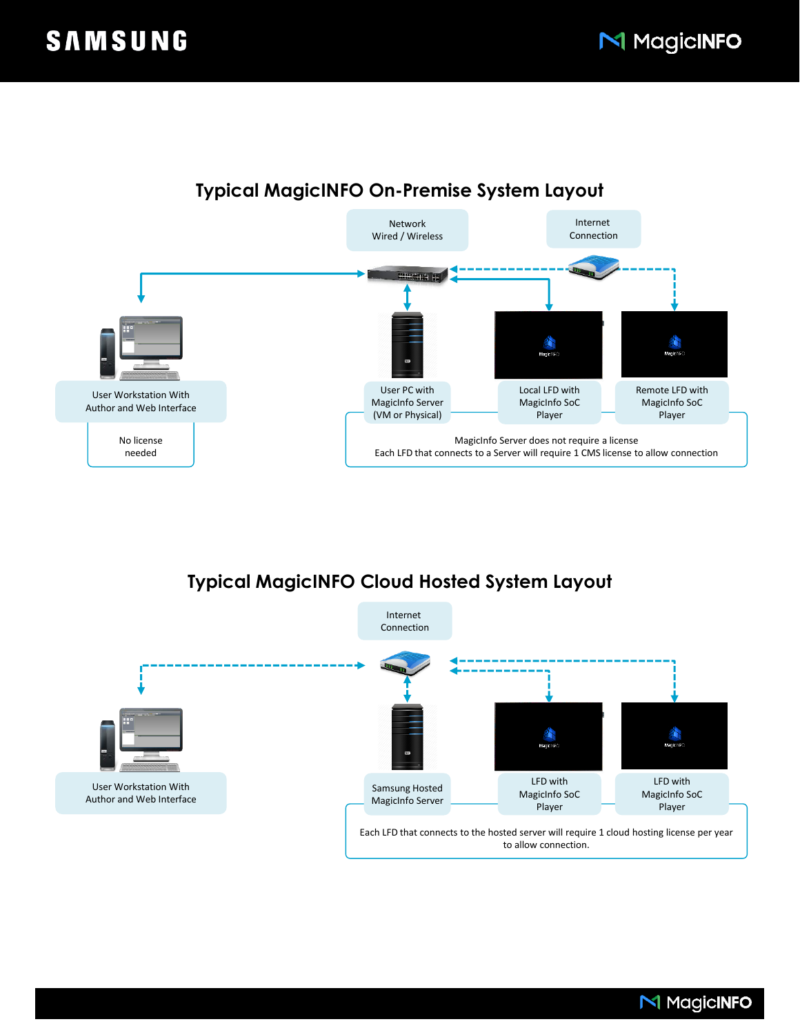## Typical MagicINFO On-Premise System Layout

Network
Wired / Wireless

Internet
Connection

User Workstation With
Author and Web Interface

No license
needed

User PC with
MagicInfo Server
(VM or Physical)

Local LFD with
MagicInfo SoC
Player

Remote LFD with
MagicInfo SoC
Player

MagicInfo Server does not require a license
Each LFD that connects to a Server will require 1 CMS license to allow connection

## Typical MagicINFO Cloud Hosted System Layout

Internet
Connection

User Workstation With
Author and Web Interface

Samsung Hosted
MagicInfo Server

LFD with
MagicInfo SoC
Player

LFD with
MagicInfo SoC
Player

Each LFD that connects to the hosted server will require 1 cloud hosting license per year to allow connection.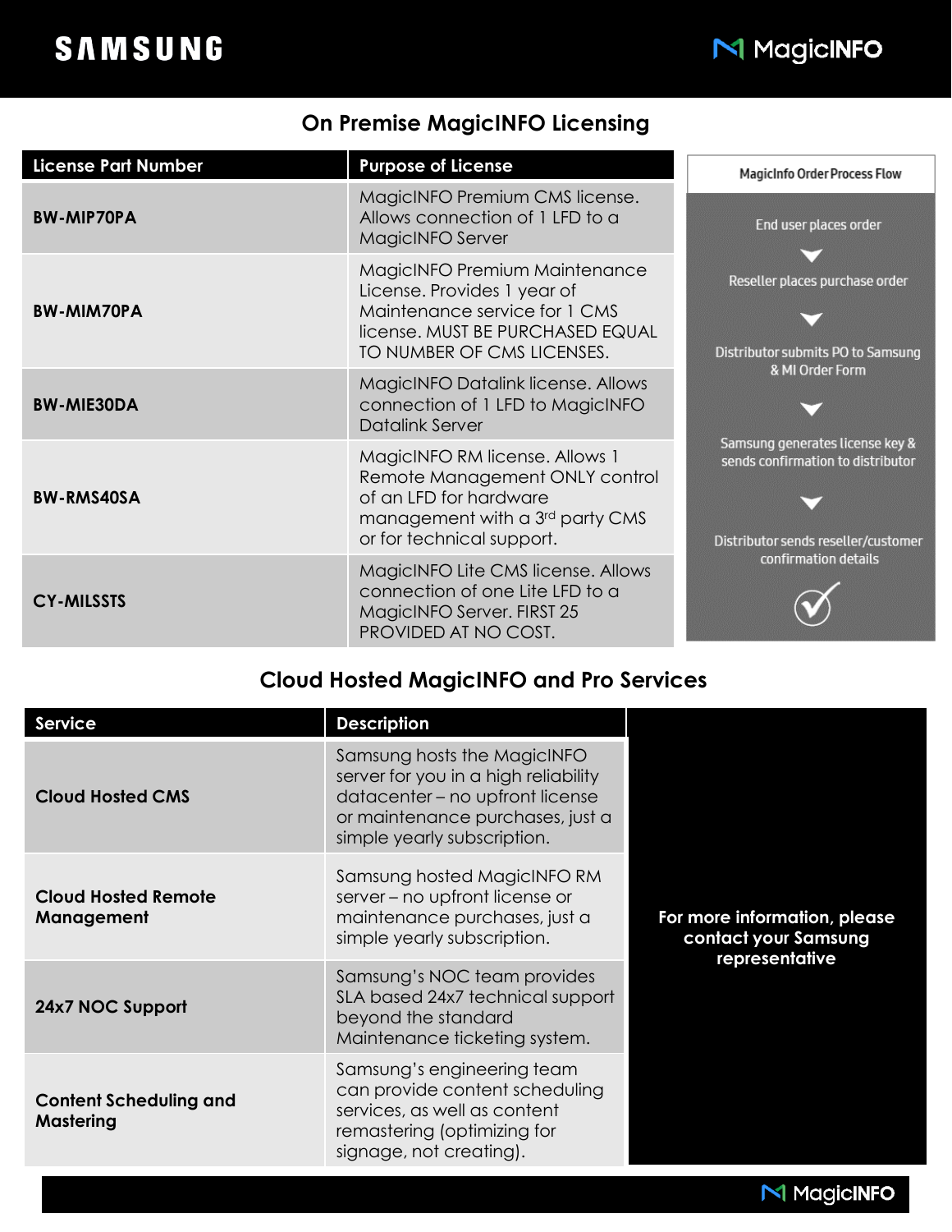# On Premise MagicINFO Licensing

| License Part Number | Purpose of License |
|---|---|
| **BW-MIP70PA** | MagicINFO Premium CMS license. Allows connection of 1 LFD to a MagicINFO Server |
| **BW-MIM70PA** | MagicINFO Premium Maintenance License. Provides 1 year of Maintenance service for 1 CMS license. MUST BE PURCHASED EQUAL TO NUMBER OF CMS LICENSES. |
| **BW-MIE30DA** | MagicINFO Datalink license. Allows connection of 1 LFD to MagicINFO Datalink Server |
| **BW-RMS40SA** | MagicINFO RM license. Allows 1 Remote Management ONLY control of an LFD for hardware management with a 3rd party CMS or for technical support. |
| **CY-MILSSTS** | MagicINFO Lite CMS license. Allows connection of one Lite LFD to a MagicINFO Server. FIRST 25 PROVIDED AT NO COST. |

**MagicInfo Order Process Flow**

End user places order

Reseller places purchase order

Distributor submits PO to Samsung & MI Order Form

Samsung generates license key & sends confirmation to distributor

Distributor sends reseller/customer confirmation details

# Cloud Hosted MagicINFO and Pro Services

| Service | Description |
|---|---|
| **Cloud Hosted CMS** | Samsung hosts the MagicINFO server for you in a high reliability datacenter – no upfront license or maintenance purchases, just a simple yearly subscription. |
| **Cloud Hosted Remote Management** | Samsung hosted MagicINFO RM server – no upfront license or maintenance purchases, just a simple yearly subscription. |
| **24x7 NOC Support** | Samsung's NOC team provides SLA based 24x7 technical support beyond the standard Maintenance ticketing system. |
| **Content Scheduling and Mastering** | Samsung's engineering team can provide content scheduling services, as well as content remastering (optimizing for signage, not creating). |

**For more information, please contact your Samsung representative**